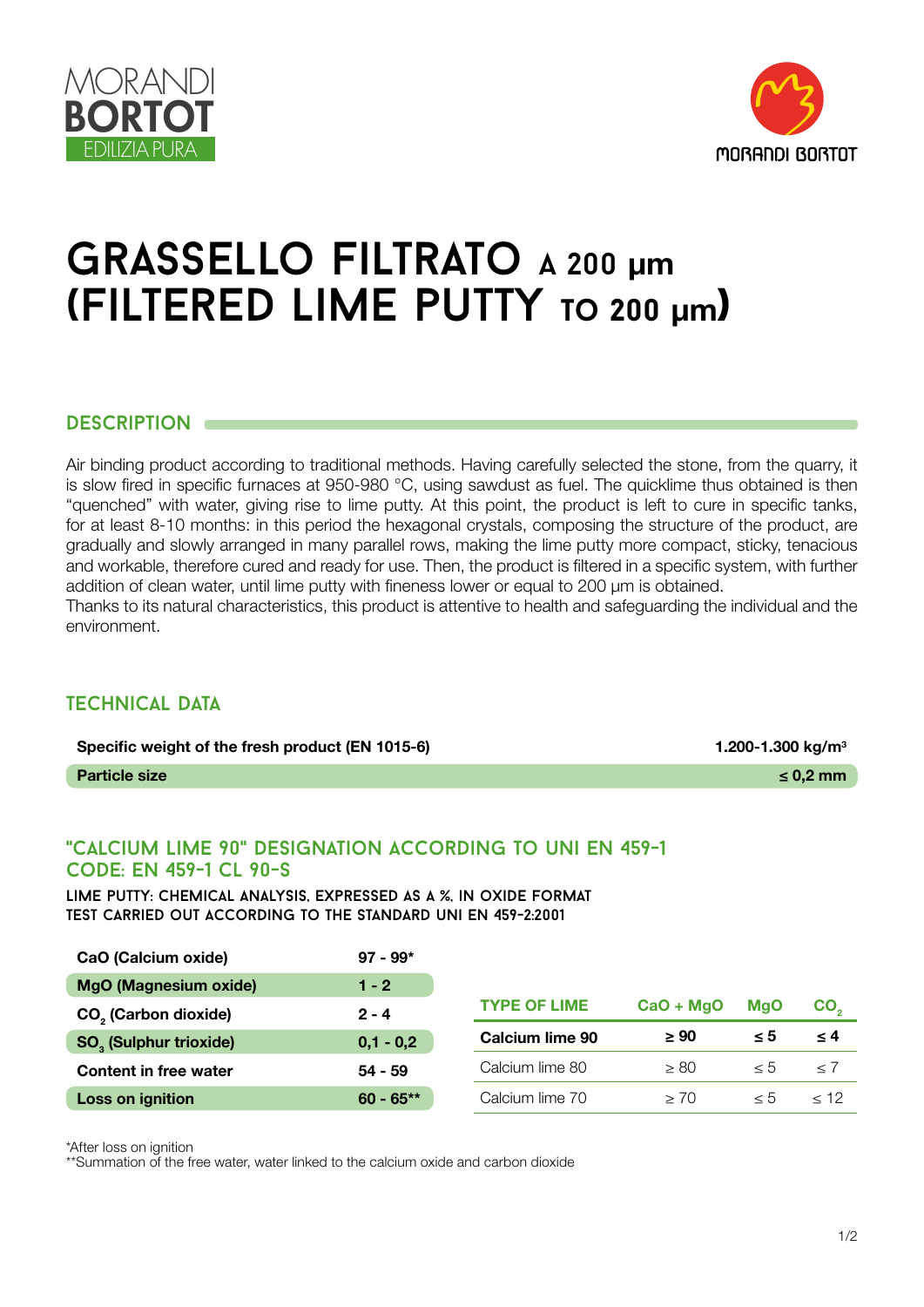MORANDI
**BORTOT**
EDILIZIA PURA

# GRASSELLO FILTRATO A 200 µm (FILTERED LIME PUTTY TO 200 µm)

## DESCRIPTION

Air binding product according to traditional methods. Having carefully selected the stone, from the quarry, it is slow fired in specific furnaces at 950-980 °C, using sawdust as fuel. The quicklime thus obtained is then "quenched" with water, giving rise to lime putty. At this point, the product is left to cure in specific tanks, for at least 8-10 months: in this period the hexagonal crystals, composing the structure of the product, are gradually and slowly arranged in many parallel rows, making the lime putty more compact, sticky, tenacious and workable, therefore cured and ready for use. Then, the product is filtered in a specific system, with further addition of clean water, until lime putty with fineness lower or equal to 200 µm is obtained.
Thanks to its natural characteristics, this product is attentive to health and safeguarding the individual and the environment.

## TECHNICAL DATA

| | |
|---|---|
| **Specific weight of the fresh product (EN 1015-6)** | **1.200-1.300 kg/m³** |
| **Particle size** | **≤ 0,2 mm** |

## "CALCIUM LIME 90" DESIGNATION ACCORDING TO UNI EN 459-1 CODE: EN 459-1 CL 90-S

**LIME PUTTY: CHEMICAL ANALYSIS, EXPRESSED AS A %, IN OXIDE FORMAT**
**TEST CARRIED OUT ACCORDING TO THE STANDARD UNI EN 459-2:2001**

| | |
|---|---|
| **CaO (Calcium oxide)** | **97 - 99*** |
| **MgO (Magnesium oxide)** | **1 - 2** |
| **$CO_2$ (Carbon dioxide)** | **2 - 4** |
| **$SO_3$ (Sulphur trioxide)** | **0,1 - 0,2** |
| **Content in free water** | **54 - 59** |
| **Loss on ignition** | **60 - 65**** |

| TYPE OF LIME | CaO + MgO | MgO | $CO_2$ |
|---|---|---|---|
| **Calcium lime 90** | **≥ 90** | **≤ 5** | **≤ 4** |
| Calcium lime 80 | ≥ 80 | ≤ 5 | ≤ 7 |
| Calcium lime 70 | ≥ 70 | ≤ 5 | ≤ 12 |

*After loss on ignition
**Summation of the free water, water linked to the calcium oxide and carbon dioxide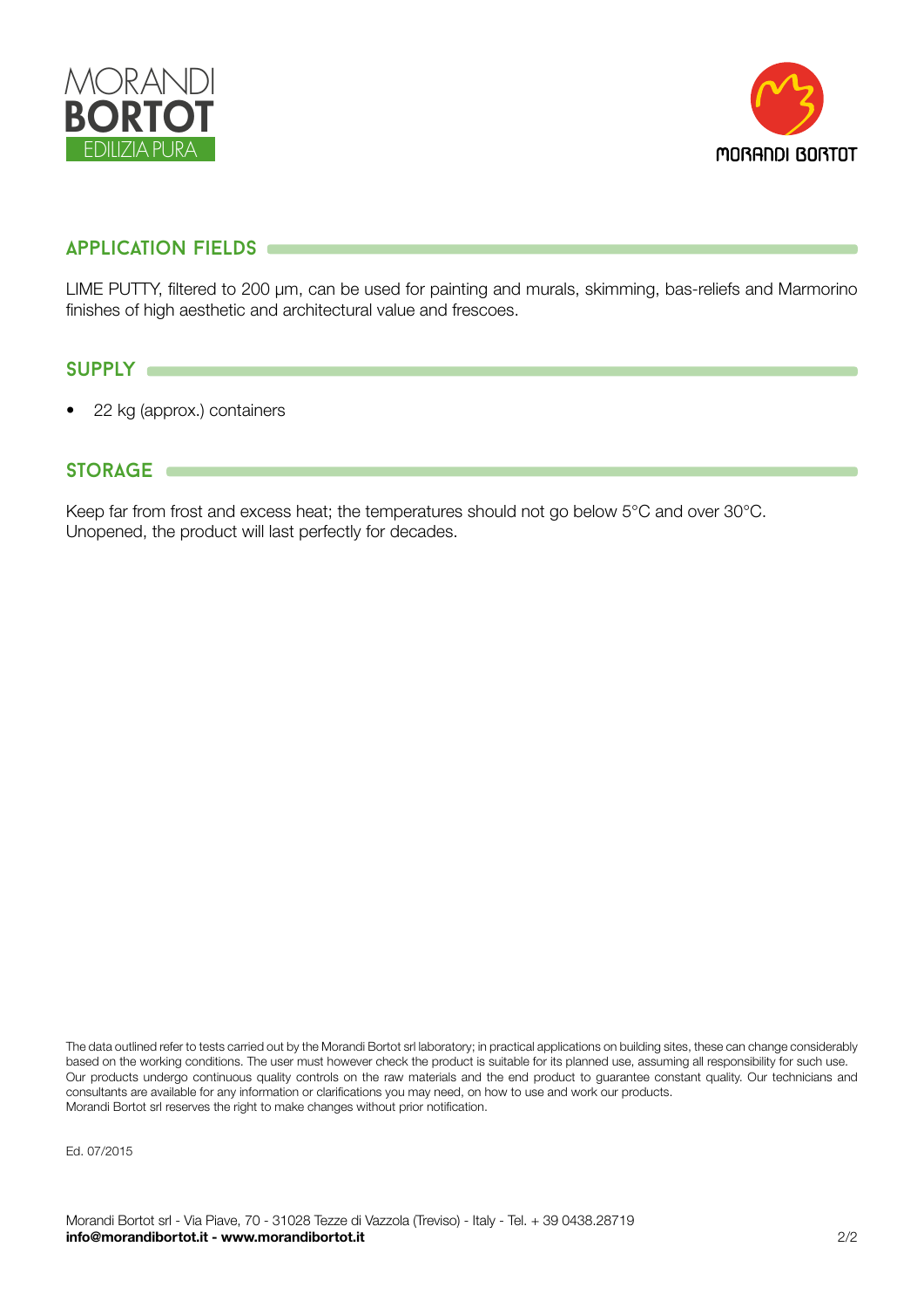## APPLICATION FIELDS

LIME PUTTY, filtered to 200 µm, can be used for painting and murals, skimming, bas-reliefs and Marmorino finishes of high aesthetic and architectural value and frescoes.

## SUPPLY

- 22 kg (approx.) containers

## STORAGE

Keep far from frost and excess heat; the temperatures should not go below 5°C and over 30°C.
Unopened, the product will last perfectly for decades.

The data outlined refer to tests carried out by the Morandi Bortot srl laboratory; in practical applications on building sites, these can change considerably based on the working conditions. The user must however check the product is suitable for its planned use, assuming all responsibility for such use. Our products undergo continuous quality controls on the raw materials and the end product to guarantee constant quality. Our technicians and consultants are available for any information or clarifications you may need, on how to use and work our products.
Morandi Bortot srl reserves the right to make changes without prior notification.

Ed. 07/2015

Morandi Bortot srl - Via Piave, 70 - 31028 Tezze di Vazzola (Treviso) - Italy - Tel. + 39 0438.28719
**info@morandibortot.it - www.morandibortot.it**